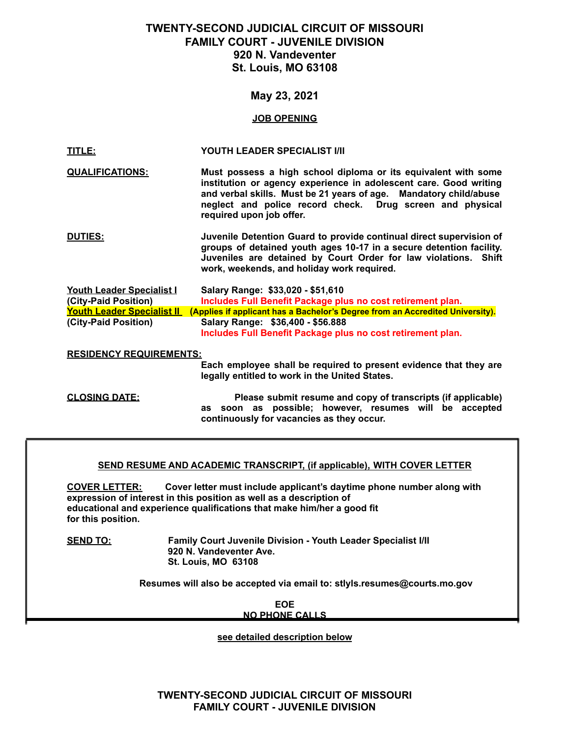# TWENTY-SECOND JUDICIAL CIRCUIT OF MISSOURI
# FAMILY COURT - JUVENILE DIVISION
## 920 N. Vandeventer
## St. Louis, MO 63108

**May 23, 2021**

**JOB OPENING**

**TITLE:** **YOUTH LEADER SPECIALIST I/II**

**QUALIFICATIONS:** **Must possess a high school diploma or its equivalent with some institution or agency experience in adolescent care. Good writing and verbal skills. Must be 21 years of age. Mandatory child/abuse neglect and police record check. Drug screen and physical required upon job offer.**

**DUTIES:** **Juvenile Detention Guard to provide continual direct supervision of groups of detained youth ages 10-17 in a secure detention facility. Juveniles are detained by Court Order for law violations. Shift work, weekends, and holiday work required.**

**Youth Leader Specialist I** **(City-Paid Position)**
**Salary Range: $33,020 - $51,610**
**Includes Full Benefit Package plus no cost retirement plan.**

**Youth Leader Specialist II** **(Applies if applicant has a Bachelor's Degree from an Accredited University).**
**(City-Paid Position)**
**Salary Range: $36,400 - $56.888**
**Includes Full Benefit Package plus no cost retirement plan.**

**RESIDENCY REQUIREMENTS:**

**Each employee shall be required to present evidence that they are legally entitled to work in the United States.**

**CLOSING DATE:** **Please submit resume and copy of transcripts (if applicable) as soon as possible; however, resumes will be accepted continuously for vacancies as they occur.**

---

**SEND RESUME AND ACADEMIC TRANSCRIPT, (if applicable), WITH COVER LETTER**

**COVER LETTER:** **Cover letter must include applicant's daytime phone number along with expression of interest in this position as well as a description of educational and experience qualifications that make him/her a good fit for this position.**

**SEND TO:** **Family Court Juvenile Division - Youth Leader Specialist I/II**
**920 N. Vandeventer Ave.**
**St. Louis, MO 63108**

**Resumes will also be accepted via email to: stlyls.resumes@courts.mo.gov**

**EOE**
**NO PHONE CALLS**

---

**see detailed description below**

**TWENTY-SECOND JUDICIAL CIRCUIT OF MISSOURI**
**FAMILY COURT - JUVENILE DIVISION**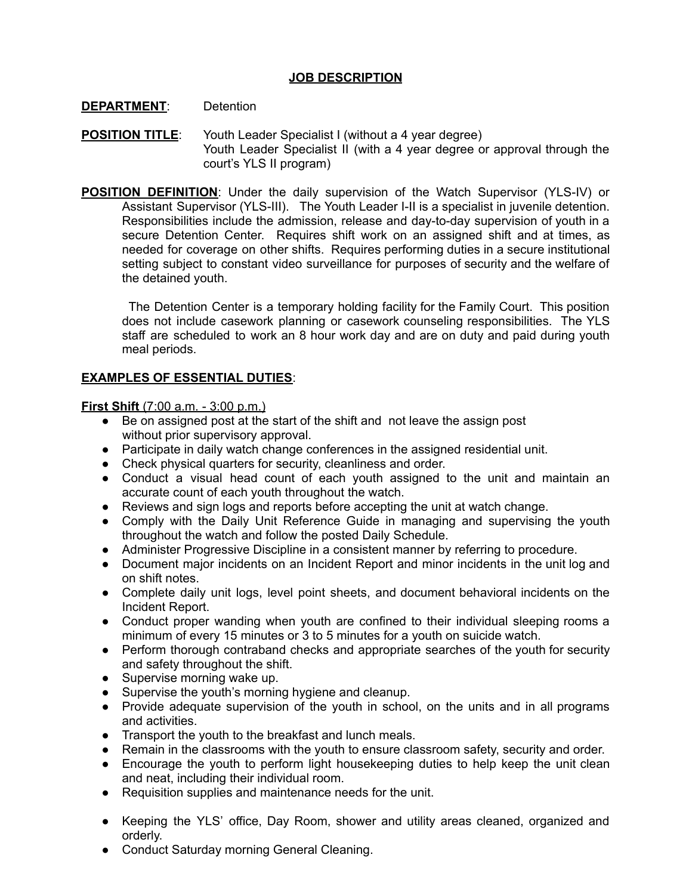# JOB DESCRIPTION

**DEPARTMENT**: Detention

**POSITION TITLE**: Youth Leader Specialist I (without a 4 year degree)
Youth Leader Specialist II (with a 4 year degree or approval through the court's YLS II program)

**POSITION DEFINITION**: Under the daily supervision of the Watch Supervisor (YLS-IV) or Assistant Supervisor (YLS-III). The Youth Leader I-II is a specialist in juvenile detention. Responsibilities include the admission, release and day-to-day supervision of youth in a secure Detention Center. Requires shift work on an assigned shift and at times, as needed for coverage on other shifts. Requires performing duties in a secure institutional setting subject to constant video surveillance for purposes of security and the welfare of the detained youth.

The Detention Center is a temporary holding facility for the Family Court. This position does not include casework planning or casework counseling responsibilities. The YLS staff are scheduled to work an 8 hour work day and are on duty and paid during youth meal periods.

**EXAMPLES OF ESSENTIAL DUTIES**:

**First Shift** (7:00 a.m. - 3:00 p.m.)

- Be on assigned post at the start of the shift and not leave the assign post without prior supervisory approval.
- Participate in daily watch change conferences in the assigned residential unit.
- Check physical quarters for security, cleanliness and order.
- Conduct a visual head count of each youth assigned to the unit and maintain an accurate count of each youth throughout the watch.
- Reviews and sign logs and reports before accepting the unit at watch change.
- Comply with the Daily Unit Reference Guide in managing and supervising the youth throughout the watch and follow the posted Daily Schedule.
- Administer Progressive Discipline in a consistent manner by referring to procedure.
- Document major incidents on an Incident Report and minor incidents in the unit log and on shift notes.
- Complete daily unit logs, level point sheets, and document behavioral incidents on the Incident Report.
- Conduct proper wanding when youth are confined to their individual sleeping rooms a minimum of every 15 minutes or 3 to 5 minutes for a youth on suicide watch.
- Perform thorough contraband checks and appropriate searches of the youth for security and safety throughout the shift.
- Supervise morning wake up.
- Supervise the youth's morning hygiene and cleanup.
- Provide adequate supervision of the youth in school, on the units and in all programs and activities.
- Transport the youth to the breakfast and lunch meals.
- Remain in the classrooms with the youth to ensure classroom safety, security and order.
- Encourage the youth to perform light housekeeping duties to help keep the unit clean and neat, including their individual room.
- Requisition supplies and maintenance needs for the unit.
- Keeping the YLS' office, Day Room, shower and utility areas cleaned, organized and orderly.
- Conduct Saturday morning General Cleaning.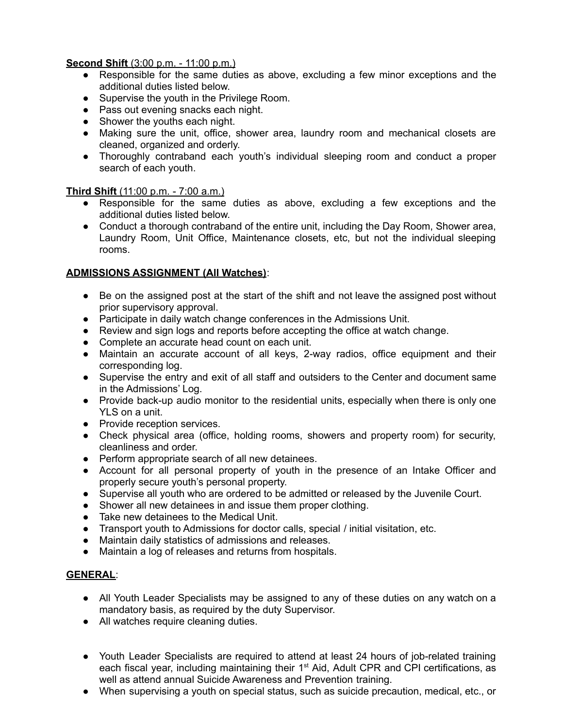**Second Shift** (3:00 p.m. - 11:00 p.m.)

- Responsible for the same duties as above, excluding a few minor exceptions and the additional duties listed below.
- Supervise the youth in the Privilege Room.
- Pass out evening snacks each night.
- Shower the youths each night.
- Making sure the unit, office, shower area, laundry room and mechanical closets are cleaned, organized and orderly.
- Thoroughly contraband each youth's individual sleeping room and conduct a proper search of each youth.

**Third Shift** (11:00 p.m. - 7:00 a.m.)

- Responsible for the same duties as above, excluding a few exceptions and the additional duties listed below.
- Conduct a thorough contraband of the entire unit, including the Day Room, Shower area, Laundry Room, Unit Office, Maintenance closets, etc, but not the individual sleeping rooms.

**ADMISSIONS ASSIGNMENT (All Watches)**:

- Be on the assigned post at the start of the shift and not leave the assigned post without prior supervisory approval.
- Participate in daily watch change conferences in the Admissions Unit.
- Review and sign logs and reports before accepting the office at watch change.
- Complete an accurate head count on each unit.
- Maintain an accurate account of all keys, 2-way radios, office equipment and their corresponding log.
- Supervise the entry and exit of all staff and outsiders to the Center and document same in the Admissions' Log.
- Provide back-up audio monitor to the residential units, especially when there is only one YLS on a unit.
- Provide reception services.
- Check physical area (office, holding rooms, showers and property room) for security, cleanliness and order.
- Perform appropriate search of all new detainees.
- Account for all personal property of youth in the presence of an Intake Officer and properly secure youth's personal property.
- Supervise all youth who are ordered to be admitted or released by the Juvenile Court.
- Shower all new detainees in and issue them proper clothing.
- Take new detainees to the Medical Unit.
- Transport youth to Admissions for doctor calls, special / initial visitation, etc.
- Maintain daily statistics of admissions and releases.
- Maintain a log of releases and returns from hospitals.

**GENERAL**:

- All Youth Leader Specialists may be assigned to any of these duties on any watch on a mandatory basis, as required by the duty Supervisor.
- All watches require cleaning duties.

- Youth Leader Specialists are required to attend at least 24 hours of job-related training each fiscal year, including maintaining their 1st Aid, Adult CPR and CPI certifications, as well as attend annual Suicide Awareness and Prevention training.
- When supervising a youth on special status, such as suicide precaution, medical, etc., or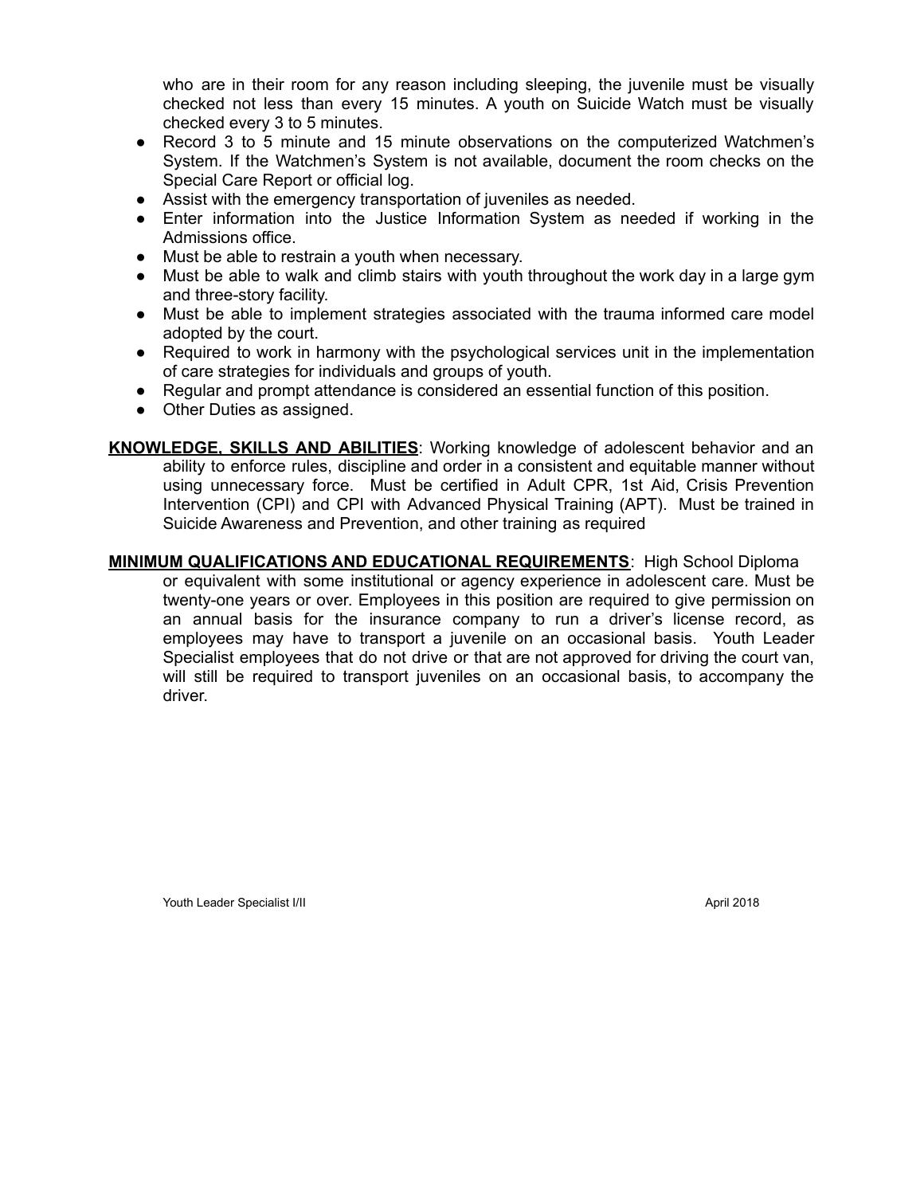who are in their room for any reason including sleeping, the juvenile must be visually checked not less than every 15 minutes. A youth on Suicide Watch must be visually checked every 3 to 5 minutes.

- Record 3 to 5 minute and 15 minute observations on the computerized Watchmen's System. If the Watchmen's System is not available, document the room checks on the Special Care Report or official log.
- Assist with the emergency transportation of juveniles as needed.
- Enter information into the Justice Information System as needed if working in the Admissions office.
- Must be able to restrain a youth when necessary.
- Must be able to walk and climb stairs with youth throughout the work day in a large gym and three-story facility.
- Must be able to implement strategies associated with the trauma informed care model adopted by the court.
- Required to work in harmony with the psychological services unit in the implementation of care strategies for individuals and groups of youth.
- Regular and prompt attendance is considered an essential function of this position.
- Other Duties as assigned.

**KNOWLEDGE, SKILLS AND ABILITIES**: Working knowledge of adolescent behavior and an ability to enforce rules, discipline and order in a consistent and equitable manner without using unnecessary force. Must be certified in Adult CPR, 1st Aid, Crisis Prevention Intervention (CPI) and CPI with Advanced Physical Training (APT). Must be trained in Suicide Awareness and Prevention, and other training as required

**MINIMUM QUALIFICATIONS AND EDUCATIONAL REQUIREMENTS**: High School Diploma or equivalent with some institutional or agency experience in adolescent care. Must be twenty-one years or over. Employees in this position are required to give permission on an annual basis for the insurance company to run a driver's license record, as employees may have to transport a juvenile on an occasional basis. Youth Leader Specialist employees that do not drive or that are not approved for driving the court van, will still be required to transport juveniles on an occasional basis, to accompany the driver.